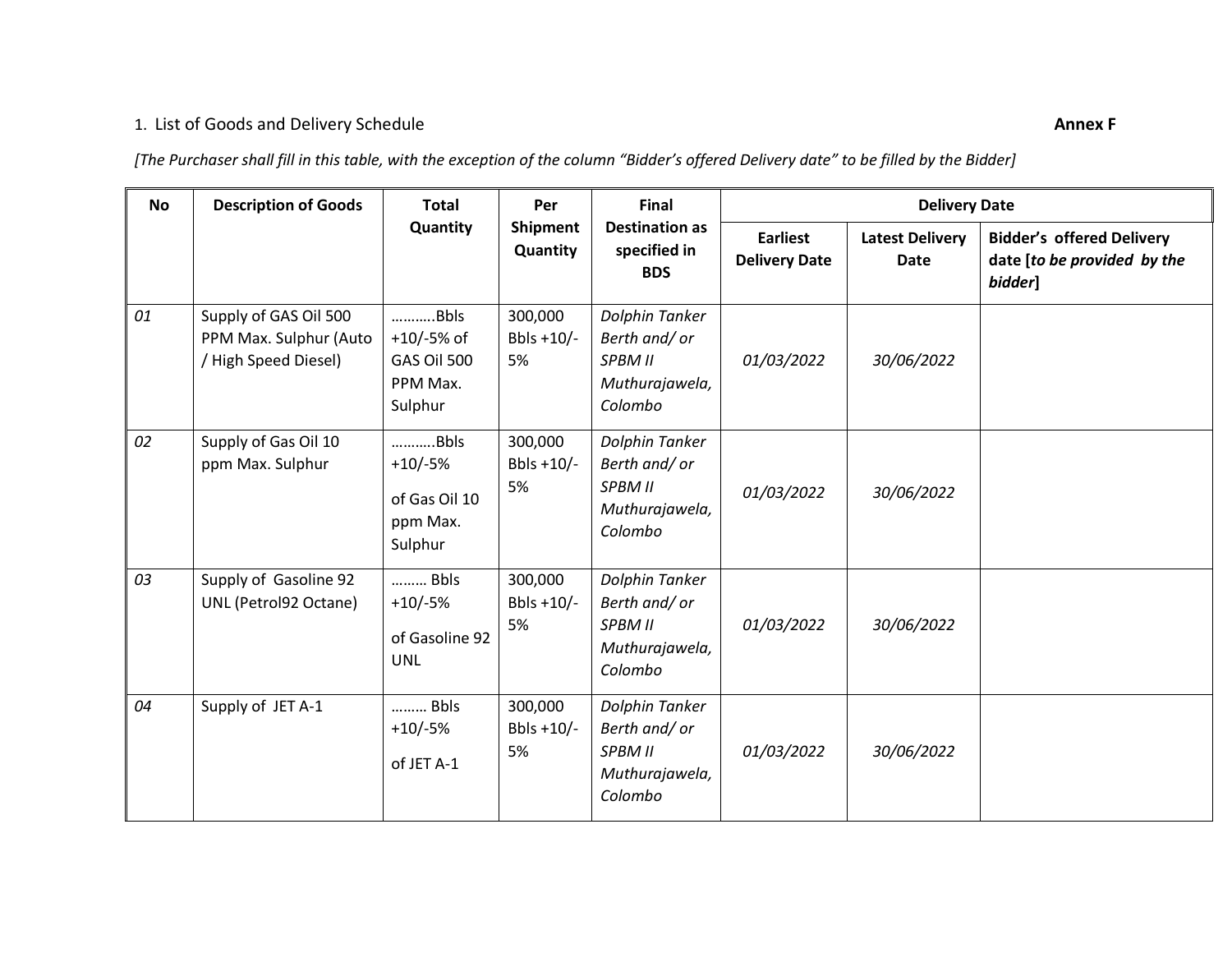1. List of Goods and Delivery Schedule **Annex F**

*[The Purchaser shall fill in this table, with the exception of the column "Bidder's offered Delivery date" to be filled by the Bidder]*

| No | Description of Goods | Total Quantity | Per Shipment Quantity | Final Destination as specified in BDS | Delivery Date | | |
|---|---|---|---|---|---|---|---|
| | | | | | **Earliest Delivery Date** | **Latest Delivery Date** | **Bidder's offered Delivery date [*to be provided by the bidder*]** |
| *01* | Supply of GAS Oil 500 PPM Max. Sulphur (Auto / High Speed Diesel) | ……….Bbls +10/-5% of GAS Oil 500 PPM Max. Sulphur | 300,000 Bbls +10/-5% | *Dolphin Tanker Berth and/ or SPBM II Muthurajawela, Colombo* | *01/03/2022* | *30/06/2022* | |
| *02* | Supply of Gas Oil 10 ppm Max. Sulphur | ……….Bbls +10/-5% of Gas Oil 10 ppm Max. Sulphur | 300,000 Bbls +10/-5% | *Dolphin Tanker Berth and/ or SPBM II Muthurajawela, Colombo* | *01/03/2022* | *30/06/2022* | |
| *03* | Supply of Gasoline 92 UNL (Petrol92 Octane) | ……… Bbls +10/-5% of Gasoline 92 UNL | 300,000 Bbls +10/-5% | *Dolphin Tanker Berth and/ or SPBM II Muthurajawela, Colombo* | *01/03/2022* | *30/06/2022* | |
| *04* | Supply of JET A-1 | ……… Bbls +10/-5% of JET A-1 | 300,000 Bbls +10/-5% | *Dolphin Tanker Berth and/ or SPBM II Muthurajawela, Colombo* | *01/03/2022* | *30/06/2022* | |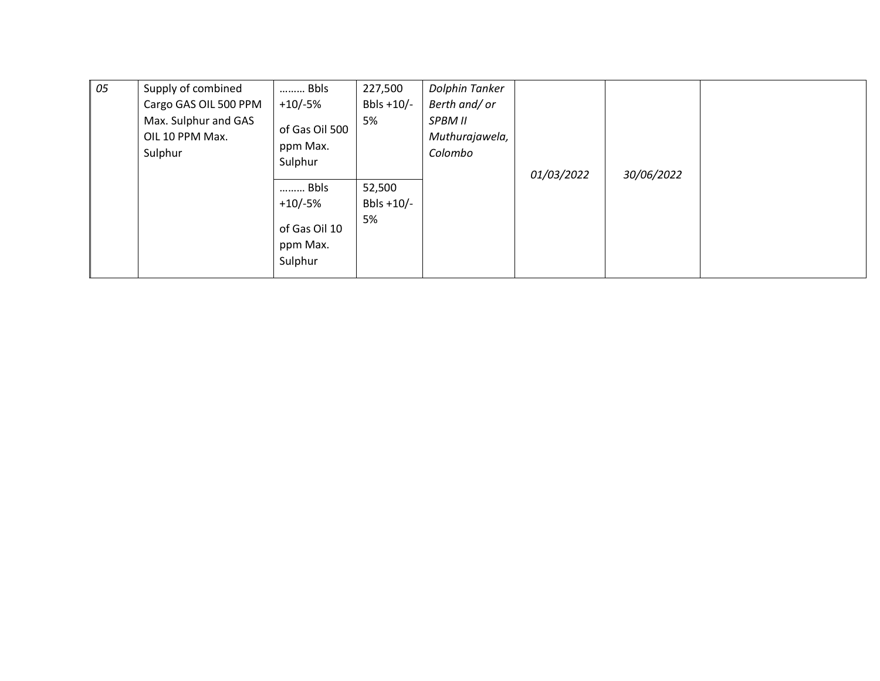| | | | | | | | |
|---|---|---|---|---|---|---|---|
| *05* | Supply of combined Cargo GAS OIL 500 PPM Max. Sulphur and GAS OIL 10 PPM Max. Sulphur | ……… Bbls +10/-5% of Gas Oil 500 ppm Max. Sulphur | 227,500 Bbls +10/-5% | *Dolphin Tanker Berth and/ or SPBM II Muthurajawela, Colombo* | *01/03/2022* | *30/06/2022* | |
| | | ……… Bbls +10/-5% of Gas Oil 10 ppm Max. Sulphur | 52,500 Bbls +10/-5% | | | | |